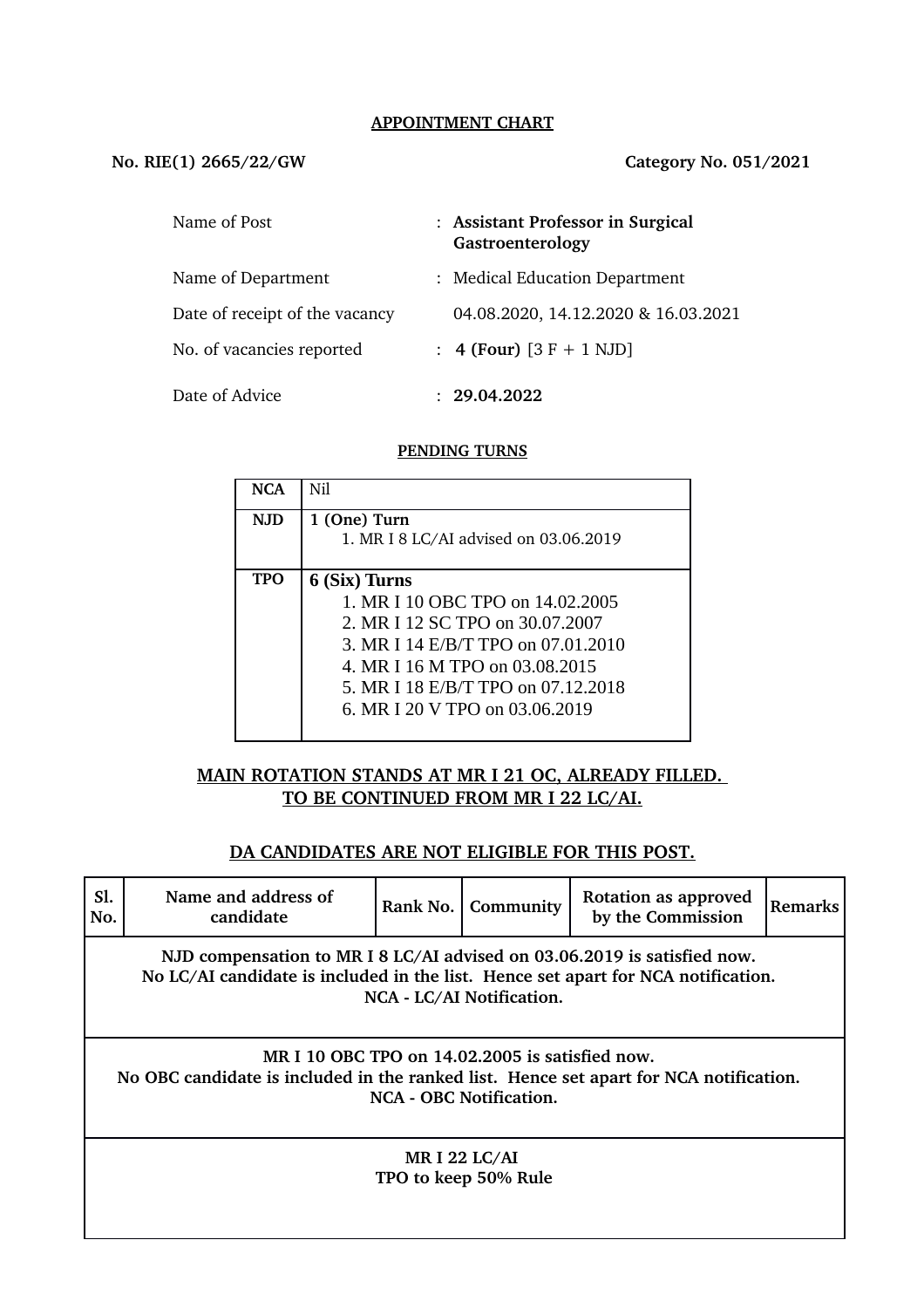## APPOINTMENT CHART

**No. RIE(1) 2665/22/GW** **Category No. 051/2021**

| | | |
|---|---|---|
| Name of Post | : | **Assistant Professor in Surgical Gastroenterology** |
| Name of Department | : | Medical Education Department |
| Date of receipt of the vacancy | | 04.08.2020, 14.12.2020 & 16.03.2021 |
| No. of vacancies reported | : | **4 (Four)** [3 F + 1 NJD] |
| Date of Advice | : | **29.04.2022** |

### PENDING TURNS

| | |
|---|---|
| **NCA** | Nil |
| **NJD** | **1 (One) Turn**<br>1. MR I 8 LC/AI advised on 03.06.2019 |
| **TPO** | **6 (Six) Turns**<br>1. MR I 10 OBC TPO on 14.02.2005<br>2. MR I 12 SC TPO on 30.07.2007<br>3. MR I 14 E/B/T TPO on 07.01.2010<br>4. MR I 16 M TPO on 03.08.2015<br>5. MR I 18 E/B/T TPO on 07.12.2018<br>6. MR I 20 V TPO on 03.06.2019 |

**MAIN ROTATION STANDS AT MR I 21 OC, ALREADY FILLED.**
**TO BE CONTINUED FROM MR I 22 LC/AI.**

**DA CANDIDATES ARE NOT ELIGIBLE FOR THIS POST.**

| Sl. No. | Name and address of candidate | Rank No. | Community | Rotation as approved by the Commission | Remarks |
|---|---|---|---|---|---|
| **NJD compensation to MR I 8 LC/AI advised on 03.06.2019 is satisfied now.<br>No LC/AI candidate is included in the list. Hence set apart for NCA notification.<br>NCA - LC/AI Notification.** | | | | | |
| **MR I 10 OBC TPO on 14.02.2005 is satisfied now.<br>No OBC candidate is included in the ranked list. Hence set apart for NCA notification.<br>NCA - OBC Notification.** | | | | | |
| **MR I 22 LC/AI<br>TPO to keep 50% Rule** | | | | | |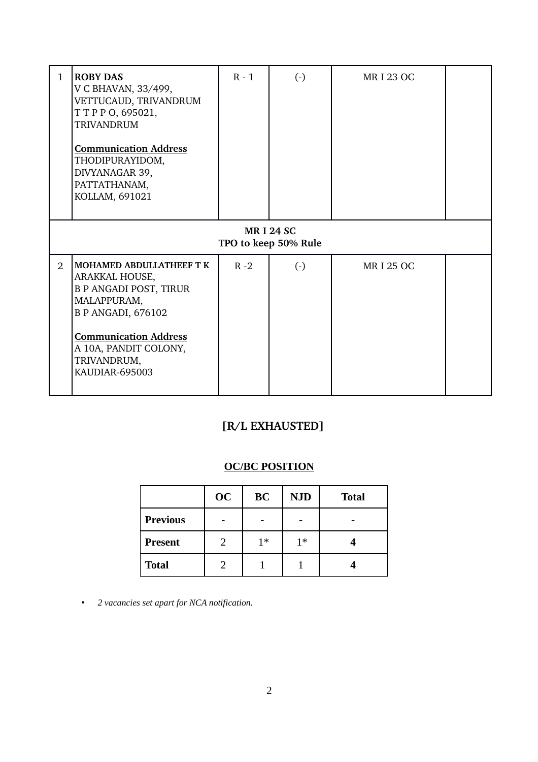| | | | | | |
|---|---|---|---|---|---|
| 1 | **ROBY DAS**<br>V C BHAVAN, 33/499,<br>VETTUCAUD, TRIVANDRUM<br>T T P P O, 695021,<br>TRIVANDRUM<br><br>**<u>Communication Address</u>**<br>THODIPURAYIDOM,<br>DIVYANAGAR 39,<br>PATTATHANAM,<br>KOLLAM, 691021 | R - 1 | (-) | MR I 23 OC | |
| **MR I 24 SC**<br>**TPO to keep 50% Rule** | | | | | |
| 2 | **MOHAMED ABDULLATHEEF T K**<br>ARAKKAL HOUSE,<br>B P ANGADI POST, TIRUR<br>MALAPPURAM,<br>B P ANGADI, 676102<br><br>**<u>Communication Address</u>**<br>A 10A, PANDIT COLONY,<br>TRIVANDRUM,<br>KAUDIAR-695003 | R -2 | (-) | MR I 25 OC | |

## [R/L EXHAUSTED]

### <u>OC/BC POSITION</u>

| | OC | BC | NJD | Total |
|---|---|---|---|---|
| **Previous** | - | - | - | - |
| **Present** | 2 | 1* | 1* | **4** |
| **Total** | 2 | 1 | 1 | **4** |

- *2 vacancies set apart for NCA notification.*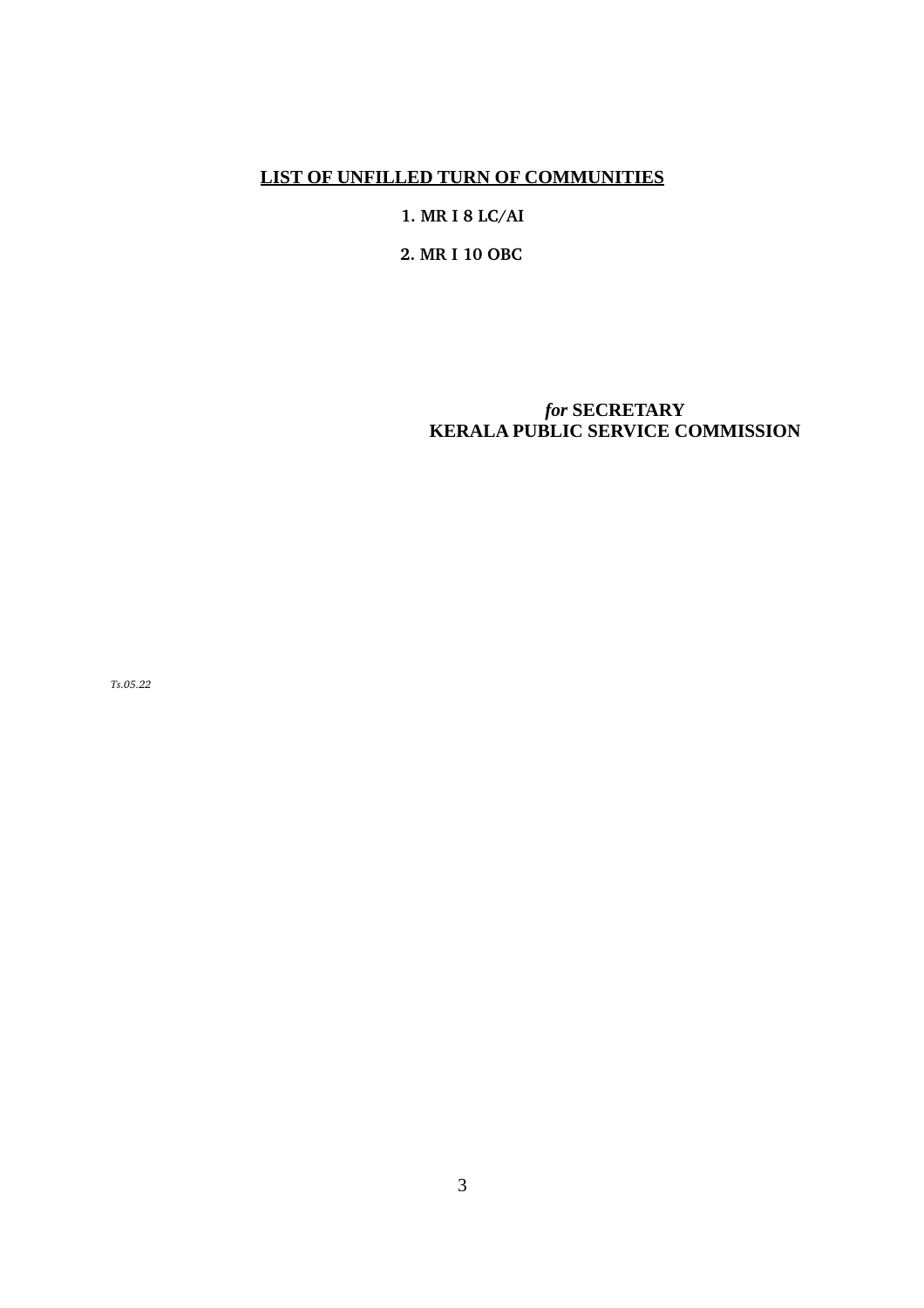**<u>LIST OF UNFILLED TURN OF COMMUNITIES</u>**

1. MR I 8 LC/AI
2. MR I 10 OBC

***for* SECRETARY**
**KERALA PUBLIC SERVICE COMMISSION**

*Ts.05.22*